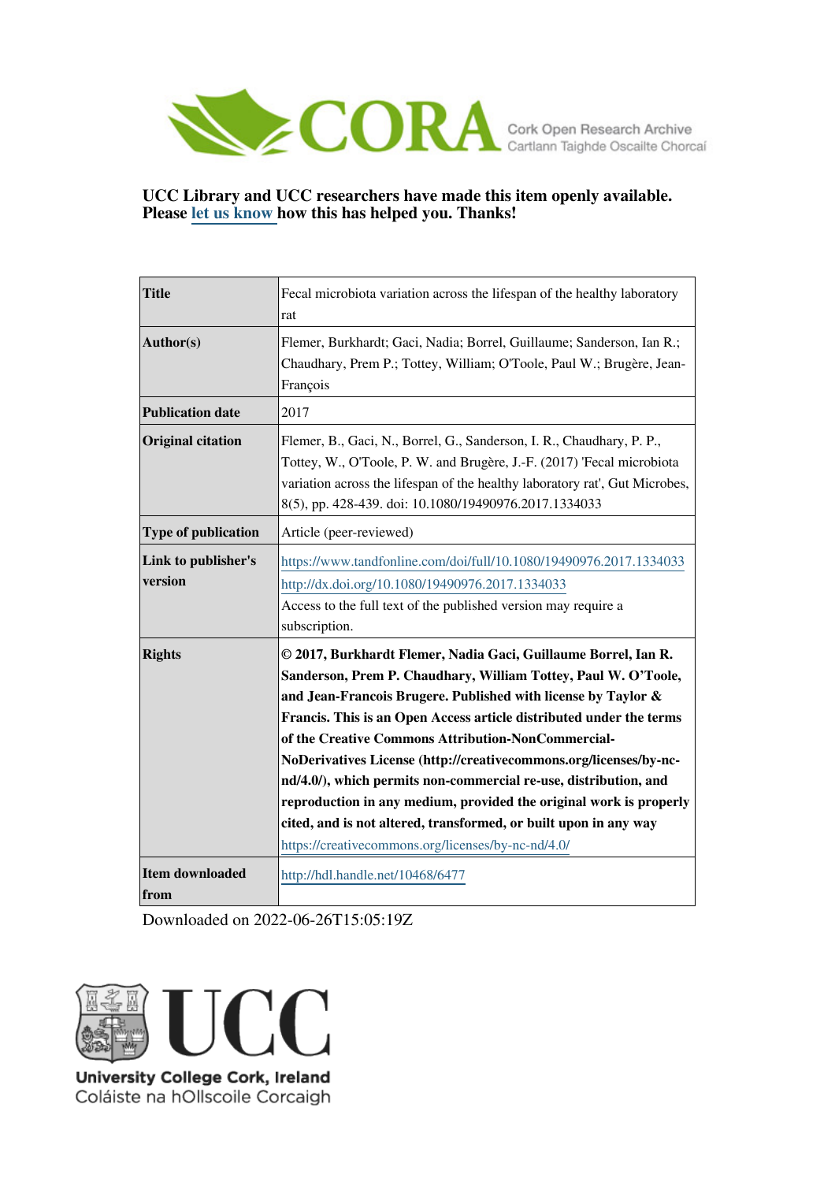CORA Cork Open Research Archive
Cartlann Taighde Oscailte Chorcaí

**UCC Library and UCC researchers have made this item openly available. Please let us know how this has helped you. Thanks!**

| | |
|---|---|
| **Title** | Fecal microbiota variation across the lifespan of the healthy laboratory rat |
| **Author(s)** | Flemer, Burkhardt; Gaci, Nadia; Borrel, Guillaume; Sanderson, Ian R.; Chaudhary, Prem P.; Tottey, William; O'Toole, Paul W.; Brugère, Jean-François |
| **Publication date** | 2017 |
| **Original citation** | Flemer, B., Gaci, N., Borrel, G., Sanderson, I. R., Chaudhary, P. P., Tottey, W., O'Toole, P. W. and Brugère, J.-F. (2017) 'Fecal microbiota variation across the lifespan of the healthy laboratory rat', Gut Microbes, 8(5), pp. 428-439. doi: 10.1080/19490976.2017.1334033 |
| **Type of publication** | Article (peer-reviewed) |
| **Link to publisher's version** | https://www.tandfonline.com/doi/full/10.1080/19490976.2017.1334033 http://dx.doi.org/10.1080/19490976.2017.1334033 Access to the full text of the published version may require a subscription. |
| **Rights** | **© 2017, Burkhardt Flemer, Nadia Gaci, Guillaume Borrel, Ian R. Sanderson, Prem P. Chaudhary, William Tottey, Paul W. O'Toole, and Jean-Francois Brugere. Published with license by Taylor & Francis. This is an Open Access article distributed under the terms of the Creative Commons Attribution-NonCommercial-NoDerivatives License (http://creativecommons.org/licenses/by-nc-nd/4.0/), which permits non-commercial re-use, distribution, and reproduction in any medium, provided the original work is properly cited, and is not altered, transformed, or built upon in any way** https://creativecommons.org/licenses/by-nc-nd/4.0/ |
| **Item downloaded from** | http://hdl.handle.net/10468/6477 |

Downloaded on 2022-06-26T15:05:19Z

UCC
University College Cork, Ireland
Coláiste na hOllscoile Corcaigh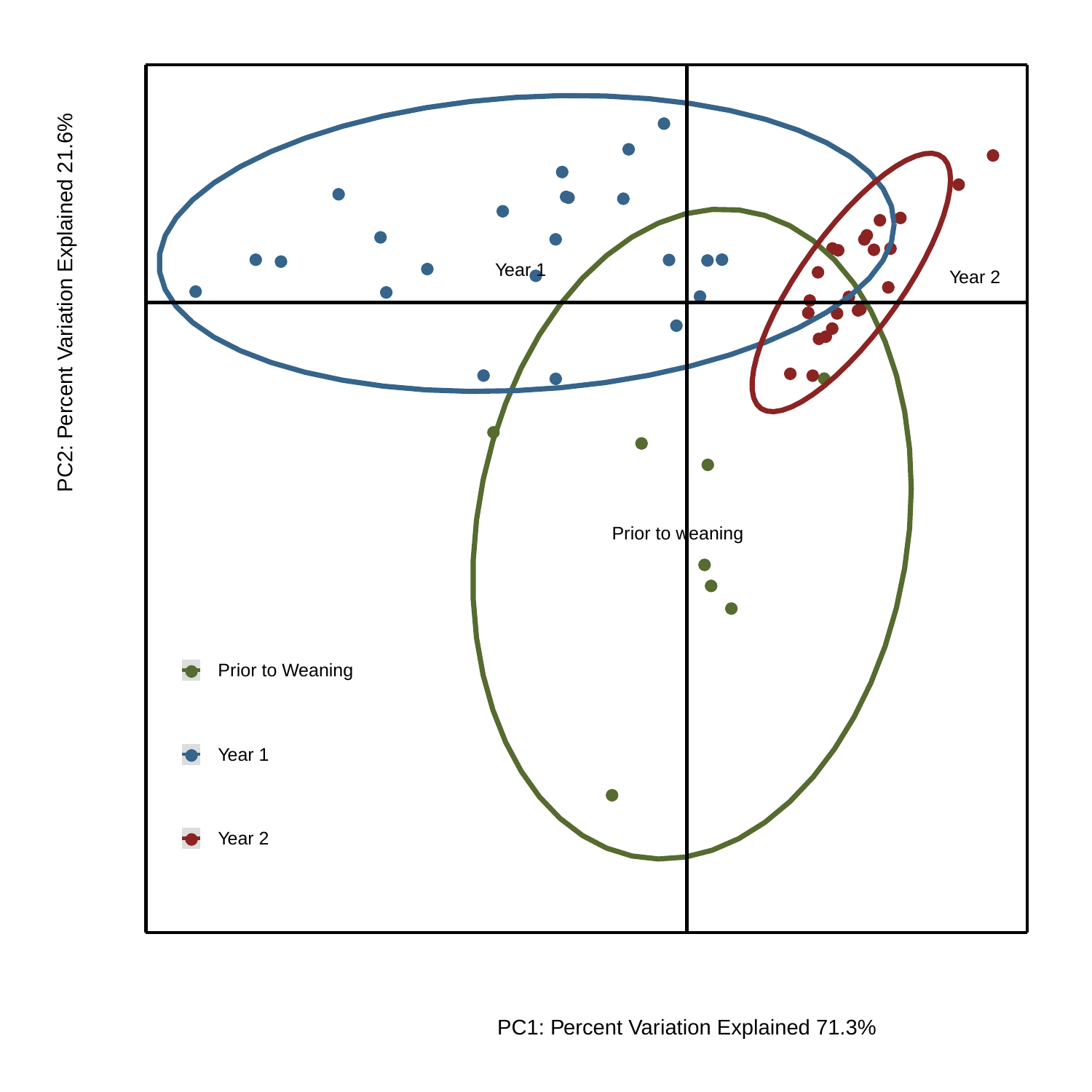PC2: Percent Variation Explained 21.6%

Year 1

Year 2

Prior to weaning

Prior to Weaning

Year 1

Year 2

PC1: Percent Variation Explained 71.3%